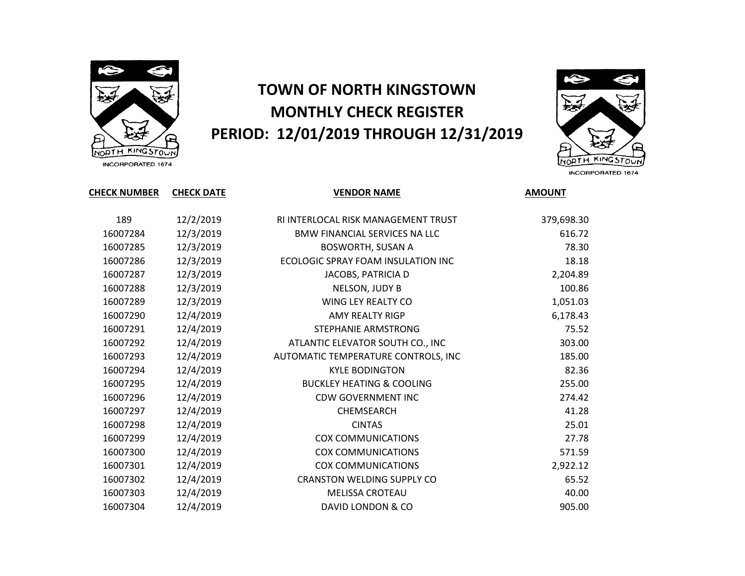# TOWN OF NORTH KINGSTOWN
## MONTHLY CHECK REGISTER
## PERIOD: 12/01/2019 THROUGH 12/31/2019

| CHECK NUMBER | CHECK DATE | VENDOR NAME | AMOUNT |
|---|---|---|---|
| 189 | 12/2/2019 | RI INTERLOCAL RISK MANAGEMENT TRUST | 379,698.30 |
| 16007284 | 12/3/2019 | BMW FINANCIAL SERVICES NA LLC | 616.72 |
| 16007285 | 12/3/2019 | BOSWORTH, SUSAN A | 78.30 |
| 16007286 | 12/3/2019 | ECOLOGIC SPRAY FOAM INSULATION INC | 18.18 |
| 16007287 | 12/3/2019 | JACOBS, PATRICIA D | 2,204.89 |
| 16007288 | 12/3/2019 | NELSON, JUDY B | 100.86 |
| 16007289 | 12/3/2019 | WING LEY REALTY CO | 1,051.03 |
| 16007290 | 12/4/2019 | AMY REALTY RIGP | 6,178.43 |
| 16007291 | 12/4/2019 | STEPHANIE ARMSTRONG | 75.52 |
| 16007292 | 12/4/2019 | ATLANTIC ELEVATOR SOUTH CO., INC | 303.00 |
| 16007293 | 12/4/2019 | AUTOMATIC TEMPERATURE CONTROLS, INC | 185.00 |
| 16007294 | 12/4/2019 | KYLE BODINGTON | 82.36 |
| 16007295 | 12/4/2019 | BUCKLEY HEATING & COOLING | 255.00 |
| 16007296 | 12/4/2019 | CDW GOVERNMENT INC | 274.42 |
| 16007297 | 12/4/2019 | CHEMSEARCH | 41.28 |
| 16007298 | 12/4/2019 | CINTAS | 25.01 |
| 16007299 | 12/4/2019 | COX COMMUNICATIONS | 27.78 |
| 16007300 | 12/4/2019 | COX COMMUNICATIONS | 571.59 |
| 16007301 | 12/4/2019 | COX COMMUNICATIONS | 2,922.12 |
| 16007302 | 12/4/2019 | CRANSTON WELDING SUPPLY CO | 65.52 |
| 16007303 | 12/4/2019 | MELISSA CROTEAU | 40.00 |
| 16007304 | 12/4/2019 | DAVID LONDON & CO | 905.00 |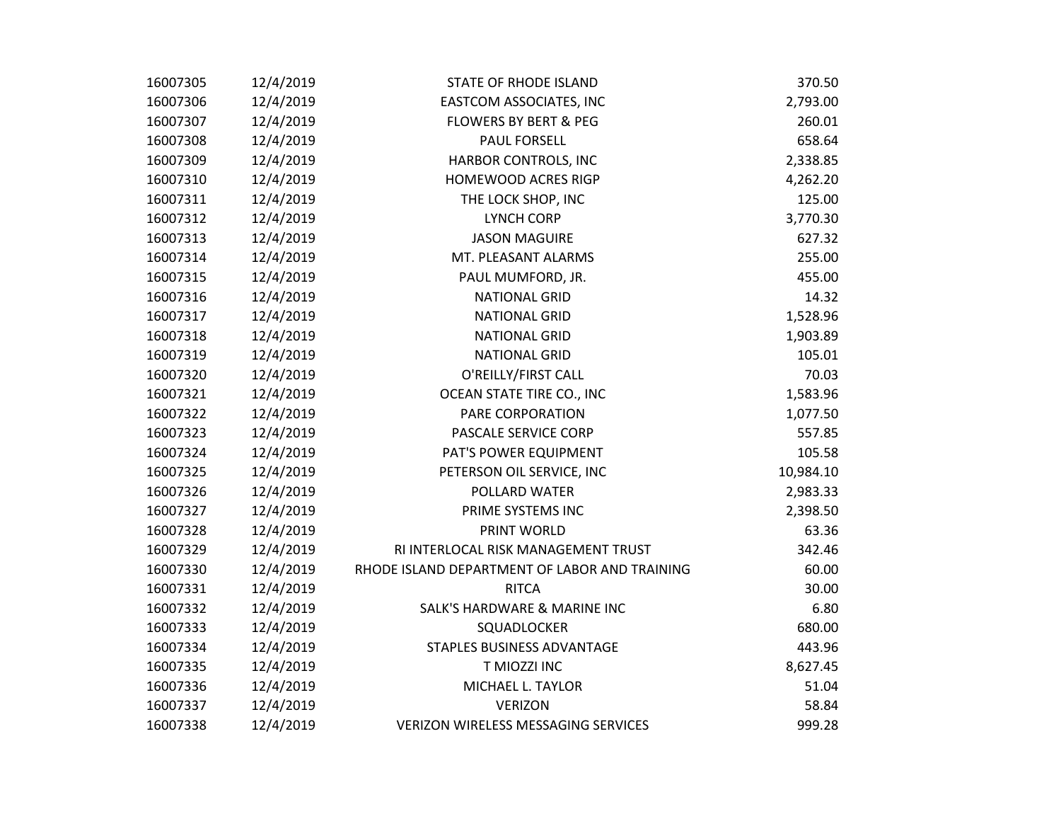| | | | |
|---|---|---|---|
| 16007305 | 12/4/2019 | STATE OF RHODE ISLAND | 370.50 |
| 16007306 | 12/4/2019 | EASTCOM ASSOCIATES, INC | 2,793.00 |
| 16007307 | 12/4/2019 | FLOWERS BY BERT & PEG | 260.01 |
| 16007308 | 12/4/2019 | PAUL FORSELL | 658.64 |
| 16007309 | 12/4/2019 | HARBOR CONTROLS, INC | 2,338.85 |
| 16007310 | 12/4/2019 | HOMEWOOD ACRES RIGP | 4,262.20 |
| 16007311 | 12/4/2019 | THE LOCK SHOP, INC | 125.00 |
| 16007312 | 12/4/2019 | LYNCH CORP | 3,770.30 |
| 16007313 | 12/4/2019 | JASON MAGUIRE | 627.32 |
| 16007314 | 12/4/2019 | MT. PLEASANT ALARMS | 255.00 |
| 16007315 | 12/4/2019 | PAUL MUMFORD, JR. | 455.00 |
| 16007316 | 12/4/2019 | NATIONAL GRID | 14.32 |
| 16007317 | 12/4/2019 | NATIONAL GRID | 1,528.96 |
| 16007318 | 12/4/2019 | NATIONAL GRID | 1,903.89 |
| 16007319 | 12/4/2019 | NATIONAL GRID | 105.01 |
| 16007320 | 12/4/2019 | O'REILLY/FIRST CALL | 70.03 |
| 16007321 | 12/4/2019 | OCEAN STATE TIRE CO., INC | 1,583.96 |
| 16007322 | 12/4/2019 | PARE CORPORATION | 1,077.50 |
| 16007323 | 12/4/2019 | PASCALE SERVICE CORP | 557.85 |
| 16007324 | 12/4/2019 | PAT'S POWER EQUIPMENT | 105.58 |
| 16007325 | 12/4/2019 | PETERSON OIL SERVICE, INC | 10,984.10 |
| 16007326 | 12/4/2019 | POLLARD WATER | 2,983.33 |
| 16007327 | 12/4/2019 | PRIME SYSTEMS INC | 2,398.50 |
| 16007328 | 12/4/2019 | PRINT WORLD | 63.36 |
| 16007329 | 12/4/2019 | RI INTERLOCAL RISK MANAGEMENT TRUST | 342.46 |
| 16007330 | 12/4/2019 | RHODE ISLAND DEPARTMENT OF LABOR AND TRAINING | 60.00 |
| 16007331 | 12/4/2019 | RITCA | 30.00 |
| 16007332 | 12/4/2019 | SALK'S HARDWARE & MARINE INC | 6.80 |
| 16007333 | 12/4/2019 | SQUADLOCKER | 680.00 |
| 16007334 | 12/4/2019 | STAPLES BUSINESS ADVANTAGE | 443.96 |
| 16007335 | 12/4/2019 | T MIOZZI INC | 8,627.45 |
| 16007336 | 12/4/2019 | MICHAEL L. TAYLOR | 51.04 |
| 16007337 | 12/4/2019 | VERIZON | 58.84 |
| 16007338 | 12/4/2019 | VERIZON WIRELESS MESSAGING SERVICES | 999.28 |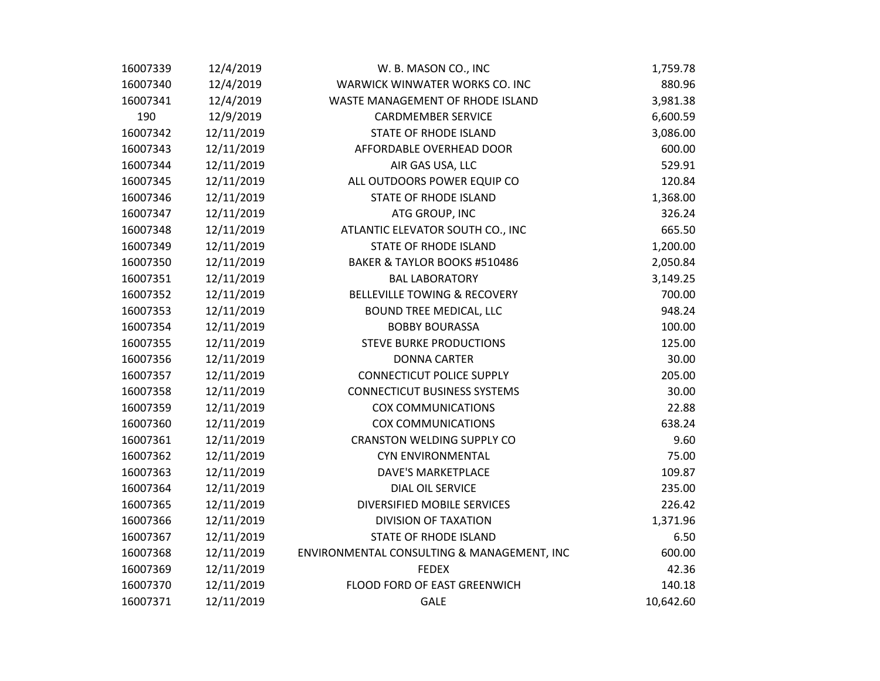| | | | |
|---|---|---|---|
| 16007339 | 12/4/2019 | W. B. MASON CO., INC | 1,759.78 |
| 16007340 | 12/4/2019 | WARWICK WINWATER WORKS CO. INC | 880.96 |
| 16007341 | 12/4/2019 | WASTE MANAGEMENT OF RHODE ISLAND | 3,981.38 |
| 190 | 12/9/2019 | CARDMEMBER SERVICE | 6,600.59 |
| 16007342 | 12/11/2019 | STATE OF RHODE ISLAND | 3,086.00 |
| 16007343 | 12/11/2019 | AFFORDABLE OVERHEAD DOOR | 600.00 |
| 16007344 | 12/11/2019 | AIR GAS USA, LLC | 529.91 |
| 16007345 | 12/11/2019 | ALL OUTDOORS POWER EQUIP CO | 120.84 |
| 16007346 | 12/11/2019 | STATE OF RHODE ISLAND | 1,368.00 |
| 16007347 | 12/11/2019 | ATG GROUP, INC | 326.24 |
| 16007348 | 12/11/2019 | ATLANTIC ELEVATOR SOUTH CO., INC | 665.50 |
| 16007349 | 12/11/2019 | STATE OF RHODE ISLAND | 1,200.00 |
| 16007350 | 12/11/2019 | BAKER & TAYLOR BOOKS #510486 | 2,050.84 |
| 16007351 | 12/11/2019 | BAL LABORATORY | 3,149.25 |
| 16007352 | 12/11/2019 | BELLEVILLE TOWING & RECOVERY | 700.00 |
| 16007353 | 12/11/2019 | BOUND TREE MEDICAL, LLC | 948.24 |
| 16007354 | 12/11/2019 | BOBBY BOURASSA | 100.00 |
| 16007355 | 12/11/2019 | STEVE BURKE PRODUCTIONS | 125.00 |
| 16007356 | 12/11/2019 | DONNA CARTER | 30.00 |
| 16007357 | 12/11/2019 | CONNECTICUT POLICE SUPPLY | 205.00 |
| 16007358 | 12/11/2019 | CONNECTICUT BUSINESS SYSTEMS | 30.00 |
| 16007359 | 12/11/2019 | COX COMMUNICATIONS | 22.88 |
| 16007360 | 12/11/2019 | COX COMMUNICATIONS | 638.24 |
| 16007361 | 12/11/2019 | CRANSTON WELDING SUPPLY CO | 9.60 |
| 16007362 | 12/11/2019 | CYN ENVIRONMENTAL | 75.00 |
| 16007363 | 12/11/2019 | DAVE'S MARKETPLACE | 109.87 |
| 16007364 | 12/11/2019 | DIAL OIL SERVICE | 235.00 |
| 16007365 | 12/11/2019 | DIVERSIFIED MOBILE SERVICES | 226.42 |
| 16007366 | 12/11/2019 | DIVISION OF TAXATION | 1,371.96 |
| 16007367 | 12/11/2019 | STATE OF RHODE ISLAND | 6.50 |
| 16007368 | 12/11/2019 | ENVIRONMENTAL CONSULTING & MANAGEMENT, INC | 600.00 |
| 16007369 | 12/11/2019 | FEDEX | 42.36 |
| 16007370 | 12/11/2019 | FLOOD FORD OF EAST GREENWICH | 140.18 |
| 16007371 | 12/11/2019 | GALE | 10,642.60 |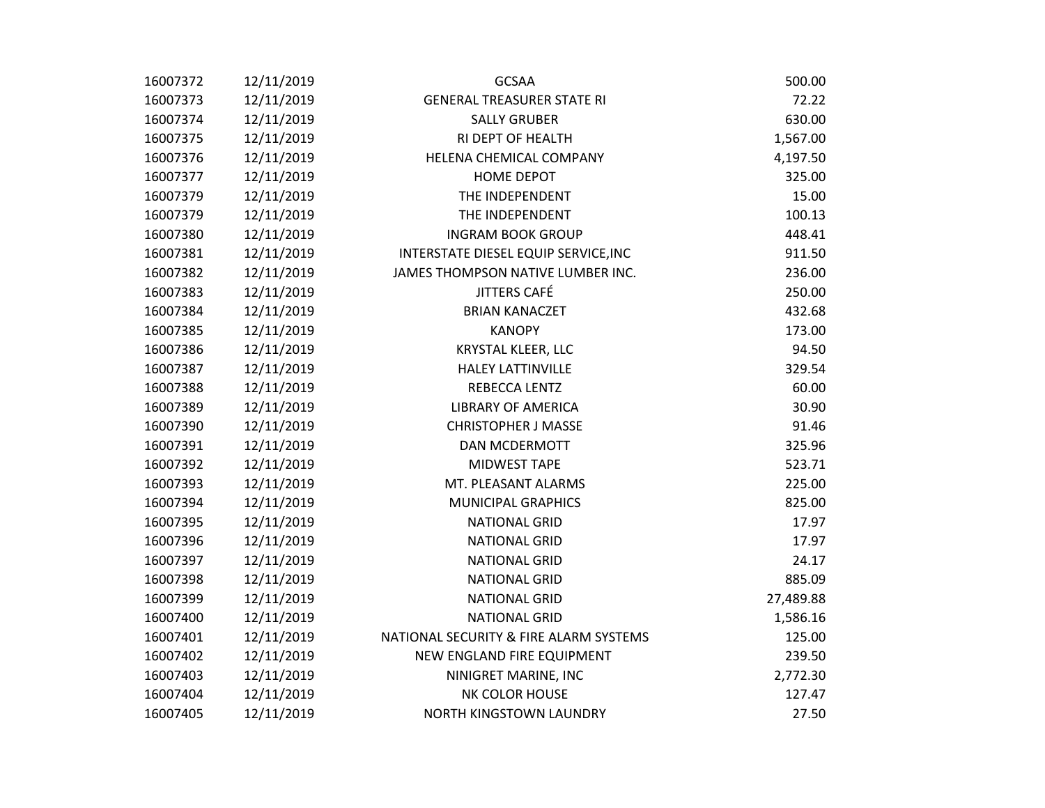| | | | |
|---|---|---|---|
| 16007372 | 12/11/2019 | GCSAA | 500.00 |
| 16007373 | 12/11/2019 | GENERAL TREASURER STATE RI | 72.22 |
| 16007374 | 12/11/2019 | SALLY GRUBER | 630.00 |
| 16007375 | 12/11/2019 | RI DEPT OF HEALTH | 1,567.00 |
| 16007376 | 12/11/2019 | HELENA CHEMICAL COMPANY | 4,197.50 |
| 16007377 | 12/11/2019 | HOME DEPOT | 325.00 |
| 16007379 | 12/11/2019 | THE INDEPENDENT | 15.00 |
| 16007379 | 12/11/2019 | THE INDEPENDENT | 100.13 |
| 16007380 | 12/11/2019 | INGRAM BOOK GROUP | 448.41 |
| 16007381 | 12/11/2019 | INTERSTATE DIESEL EQUIP SERVICE,INC | 911.50 |
| 16007382 | 12/11/2019 | JAMES THOMPSON NATIVE LUMBER INC. | 236.00 |
| 16007383 | 12/11/2019 | JITTERS CAFÉ | 250.00 |
| 16007384 | 12/11/2019 | BRIAN KANACZET | 432.68 |
| 16007385 | 12/11/2019 | KANOPY | 173.00 |
| 16007386 | 12/11/2019 | KRYSTAL KLEER, LLC | 94.50 |
| 16007387 | 12/11/2019 | HALEY LATTINVILLE | 329.54 |
| 16007388 | 12/11/2019 | REBECCA LENTZ | 60.00 |
| 16007389 | 12/11/2019 | LIBRARY OF AMERICA | 30.90 |
| 16007390 | 12/11/2019 | CHRISTOPHER J MASSE | 91.46 |
| 16007391 | 12/11/2019 | DAN MCDERMOTT | 325.96 |
| 16007392 | 12/11/2019 | MIDWEST TAPE | 523.71 |
| 16007393 | 12/11/2019 | MT. PLEASANT ALARMS | 225.00 |
| 16007394 | 12/11/2019 | MUNICIPAL GRAPHICS | 825.00 |
| 16007395 | 12/11/2019 | NATIONAL GRID | 17.97 |
| 16007396 | 12/11/2019 | NATIONAL GRID | 17.97 |
| 16007397 | 12/11/2019 | NATIONAL GRID | 24.17 |
| 16007398 | 12/11/2019 | NATIONAL GRID | 885.09 |
| 16007399 | 12/11/2019 | NATIONAL GRID | 27,489.88 |
| 16007400 | 12/11/2019 | NATIONAL GRID | 1,586.16 |
| 16007401 | 12/11/2019 | NATIONAL SECURITY & FIRE ALARM SYSTEMS | 125.00 |
| 16007402 | 12/11/2019 | NEW ENGLAND FIRE EQUIPMENT | 239.50 |
| 16007403 | 12/11/2019 | NINIGRET MARINE, INC | 2,772.30 |
| 16007404 | 12/11/2019 | NK COLOR HOUSE | 127.47 |
| 16007405 | 12/11/2019 | NORTH KINGSTOWN LAUNDRY | 27.50 |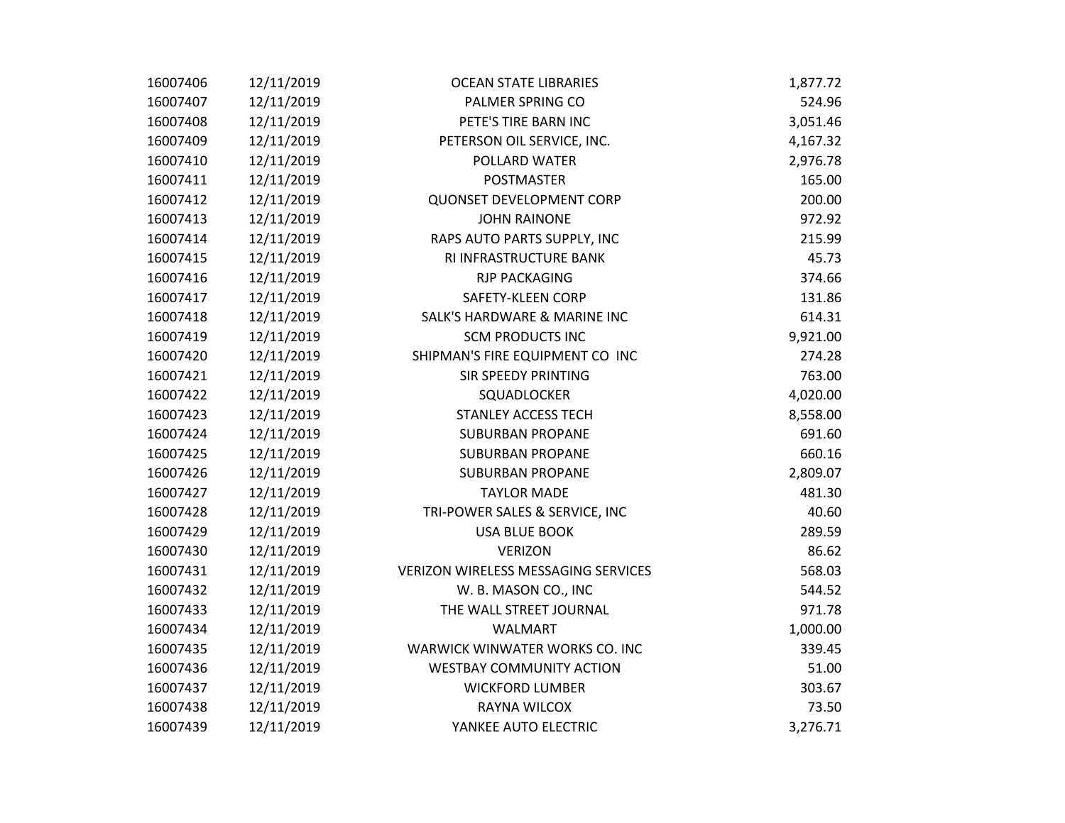| | | | |
|---|---|---|---|
| 16007406 | 12/11/2019 | OCEAN STATE LIBRARIES | 1,877.72 |
| 16007407 | 12/11/2019 | PALMER SPRING CO | 524.96 |
| 16007408 | 12/11/2019 | PETE'S TIRE BARN INC | 3,051.46 |
| 16007409 | 12/11/2019 | PETERSON OIL SERVICE, INC. | 4,167.32 |
| 16007410 | 12/11/2019 | POLLARD WATER | 2,976.78 |
| 16007411 | 12/11/2019 | POSTMASTER | 165.00 |
| 16007412 | 12/11/2019 | QUONSET DEVELOPMENT CORP | 200.00 |
| 16007413 | 12/11/2019 | JOHN RAINONE | 972.92 |
| 16007414 | 12/11/2019 | RAPS AUTO PARTS SUPPLY, INC | 215.99 |
| 16007415 | 12/11/2019 | RI INFRASTRUCTURE BANK | 45.73 |
| 16007416 | 12/11/2019 | RJP PACKAGING | 374.66 |
| 16007417 | 12/11/2019 | SAFETY-KLEEN CORP | 131.86 |
| 16007418 | 12/11/2019 | SALK'S HARDWARE & MARINE INC | 614.31 |
| 16007419 | 12/11/2019 | SCM PRODUCTS INC | 9,921.00 |
| 16007420 | 12/11/2019 | SHIPMAN'S FIRE EQUIPMENT CO INC | 274.28 |
| 16007421 | 12/11/2019 | SIR SPEEDY PRINTING | 763.00 |
| 16007422 | 12/11/2019 | SQUADLOCKER | 4,020.00 |
| 16007423 | 12/11/2019 | STANLEY ACCESS TECH | 8,558.00 |
| 16007424 | 12/11/2019 | SUBURBAN PROPANE | 691.60 |
| 16007425 | 12/11/2019 | SUBURBAN PROPANE | 660.16 |
| 16007426 | 12/11/2019 | SUBURBAN PROPANE | 2,809.07 |
| 16007427 | 12/11/2019 | TAYLOR MADE | 481.30 |
| 16007428 | 12/11/2019 | TRI-POWER SALES & SERVICE, INC | 40.60 |
| 16007429 | 12/11/2019 | USA BLUE BOOK | 289.59 |
| 16007430 | 12/11/2019 | VERIZON | 86.62 |
| 16007431 | 12/11/2019 | VERIZON WIRELESS MESSAGING SERVICES | 568.03 |
| 16007432 | 12/11/2019 | W. B. MASON CO., INC | 544.52 |
| 16007433 | 12/11/2019 | THE WALL STREET JOURNAL | 971.78 |
| 16007434 | 12/11/2019 | WALMART | 1,000.00 |
| 16007435 | 12/11/2019 | WARWICK WINWATER WORKS CO. INC | 339.45 |
| 16007436 | 12/11/2019 | WESTBAY COMMUNITY ACTION | 51.00 |
| 16007437 | 12/11/2019 | WICKFORD LUMBER | 303.67 |
| 16007438 | 12/11/2019 | RAYNA WILCOX | 73.50 |
| 16007439 | 12/11/2019 | YANKEE AUTO ELECTRIC | 3,276.71 |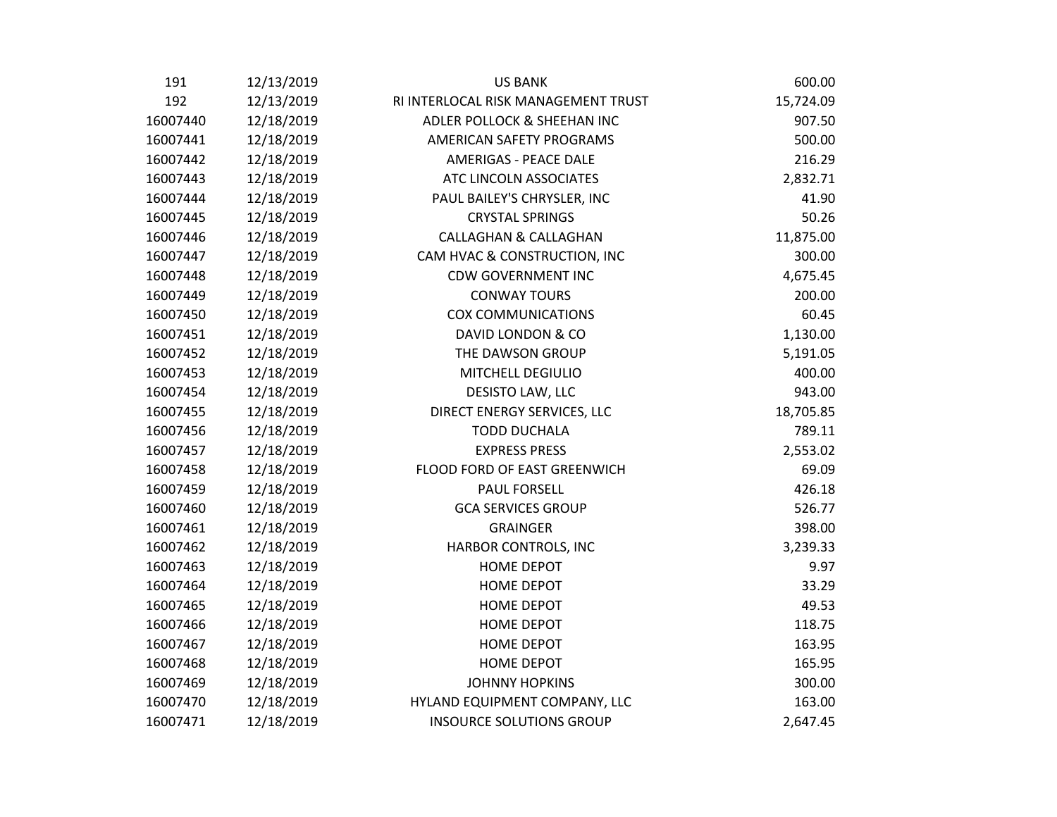| | | | |
|---|---|---|---|
| 191 | 12/13/2019 | US BANK | 600.00 |
| 192 | 12/13/2019 | RI INTERLOCAL RISK MANAGEMENT TRUST | 15,724.09 |
| 16007440 | 12/18/2019 | ADLER POLLOCK & SHEEHAN INC | 907.50 |
| 16007441 | 12/18/2019 | AMERICAN SAFETY PROGRAMS | 500.00 |
| 16007442 | 12/18/2019 | AMERIGAS - PEACE DALE | 216.29 |
| 16007443 | 12/18/2019 | ATC LINCOLN ASSOCIATES | 2,832.71 |
| 16007444 | 12/18/2019 | PAUL BAILEY'S CHRYSLER, INC | 41.90 |
| 16007445 | 12/18/2019 | CRYSTAL SPRINGS | 50.26 |
| 16007446 | 12/18/2019 | CALLAGHAN & CALLAGHAN | 11,875.00 |
| 16007447 | 12/18/2019 | CAM HVAC & CONSTRUCTION, INC | 300.00 |
| 16007448 | 12/18/2019 | CDW GOVERNMENT INC | 4,675.45 |
| 16007449 | 12/18/2019 | CONWAY TOURS | 200.00 |
| 16007450 | 12/18/2019 | COX COMMUNICATIONS | 60.45 |
| 16007451 | 12/18/2019 | DAVID LONDON & CO | 1,130.00 |
| 16007452 | 12/18/2019 | THE DAWSON GROUP | 5,191.05 |
| 16007453 | 12/18/2019 | MITCHELL DEGIULIO | 400.00 |
| 16007454 | 12/18/2019 | DESISTO LAW, LLC | 943.00 |
| 16007455 | 12/18/2019 | DIRECT ENERGY SERVICES, LLC | 18,705.85 |
| 16007456 | 12/18/2019 | TODD DUCHALA | 789.11 |
| 16007457 | 12/18/2019 | EXPRESS PRESS | 2,553.02 |
| 16007458 | 12/18/2019 | FLOOD FORD OF EAST GREENWICH | 69.09 |
| 16007459 | 12/18/2019 | PAUL FORSELL | 426.18 |
| 16007460 | 12/18/2019 | GCA SERVICES GROUP | 526.77 |
| 16007461 | 12/18/2019 | GRAINGER | 398.00 |
| 16007462 | 12/18/2019 | HARBOR CONTROLS, INC | 3,239.33 |
| 16007463 | 12/18/2019 | HOME DEPOT | 9.97 |
| 16007464 | 12/18/2019 | HOME DEPOT | 33.29 |
| 16007465 | 12/18/2019 | HOME DEPOT | 49.53 |
| 16007466 | 12/18/2019 | HOME DEPOT | 118.75 |
| 16007467 | 12/18/2019 | HOME DEPOT | 163.95 |
| 16007468 | 12/18/2019 | HOME DEPOT | 165.95 |
| 16007469 | 12/18/2019 | JOHNNY HOPKINS | 300.00 |
| 16007470 | 12/18/2019 | HYLAND EQUIPMENT COMPANY, LLC | 163.00 |
| 16007471 | 12/18/2019 | INSOURCE SOLUTIONS GROUP | 2,647.45 |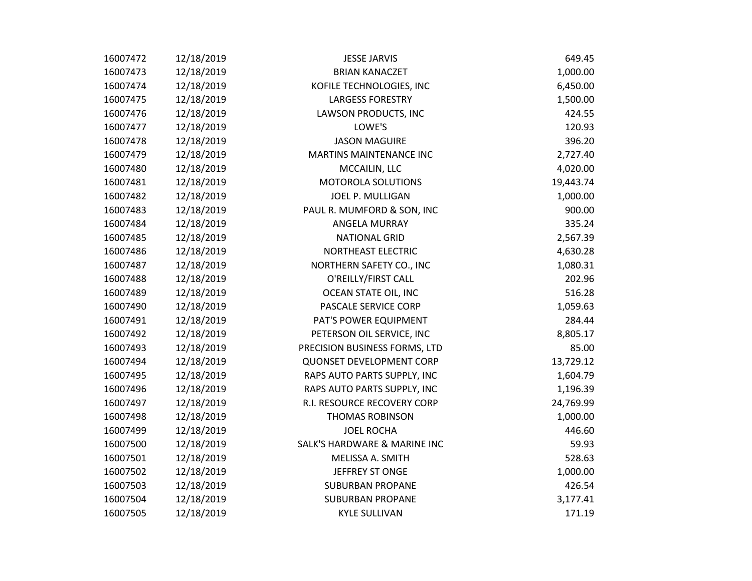| | | | |
|---|---|---|---|
| 16007472 | 12/18/2019 | JESSE JARVIS | 649.45 |
| 16007473 | 12/18/2019 | BRIAN KANACZET | 1,000.00 |
| 16007474 | 12/18/2019 | KOFILE TECHNOLOGIES, INC | 6,450.00 |
| 16007475 | 12/18/2019 | LARGESS FORESTRY | 1,500.00 |
| 16007476 | 12/18/2019 | LAWSON PRODUCTS, INC | 424.55 |
| 16007477 | 12/18/2019 | LOWE'S | 120.93 |
| 16007478 | 12/18/2019 | JASON MAGUIRE | 396.20 |
| 16007479 | 12/18/2019 | MARTINS MAINTENANCE INC | 2,727.40 |
| 16007480 | 12/18/2019 | MCCAILIN, LLC | 4,020.00 |
| 16007481 | 12/18/2019 | MOTOROLA SOLUTIONS | 19,443.74 |
| 16007482 | 12/18/2019 | JOEL P. MULLIGAN | 1,000.00 |
| 16007483 | 12/18/2019 | PAUL R. MUMFORD & SON, INC | 900.00 |
| 16007484 | 12/18/2019 | ANGELA MURRAY | 335.24 |
| 16007485 | 12/18/2019 | NATIONAL GRID | 2,567.39 |
| 16007486 | 12/18/2019 | NORTHEAST ELECTRIC | 4,630.28 |
| 16007487 | 12/18/2019 | NORTHERN SAFETY CO., INC | 1,080.31 |
| 16007488 | 12/18/2019 | O'REILLY/FIRST CALL | 202.96 |
| 16007489 | 12/18/2019 | OCEAN STATE OIL, INC | 516.28 |
| 16007490 | 12/18/2019 | PASCALE SERVICE CORP | 1,059.63 |
| 16007491 | 12/18/2019 | PAT'S POWER EQUIPMENT | 284.44 |
| 16007492 | 12/18/2019 | PETERSON OIL SERVICE, INC | 8,805.17 |
| 16007493 | 12/18/2019 | PRECISION BUSINESS FORMS, LTD | 85.00 |
| 16007494 | 12/18/2019 | QUONSET DEVELOPMENT CORP | 13,729.12 |
| 16007495 | 12/18/2019 | RAPS AUTO PARTS SUPPLY, INC | 1,604.79 |
| 16007496 | 12/18/2019 | RAPS AUTO PARTS SUPPLY, INC | 1,196.39 |
| 16007497 | 12/18/2019 | R.I. RESOURCE RECOVERY CORP | 24,769.99 |
| 16007498 | 12/18/2019 | THOMAS ROBINSON | 1,000.00 |
| 16007499 | 12/18/2019 | JOEL ROCHA | 446.60 |
| 16007500 | 12/18/2019 | SALK'S HARDWARE & MARINE INC | 59.93 |
| 16007501 | 12/18/2019 | MELISSA A. SMITH | 528.63 |
| 16007502 | 12/18/2019 | JEFFREY ST ONGE | 1,000.00 |
| 16007503 | 12/18/2019 | SUBURBAN PROPANE | 426.54 |
| 16007504 | 12/18/2019 | SUBURBAN PROPANE | 3,177.41 |
| 16007505 | 12/18/2019 | KYLE SULLIVAN | 171.19 |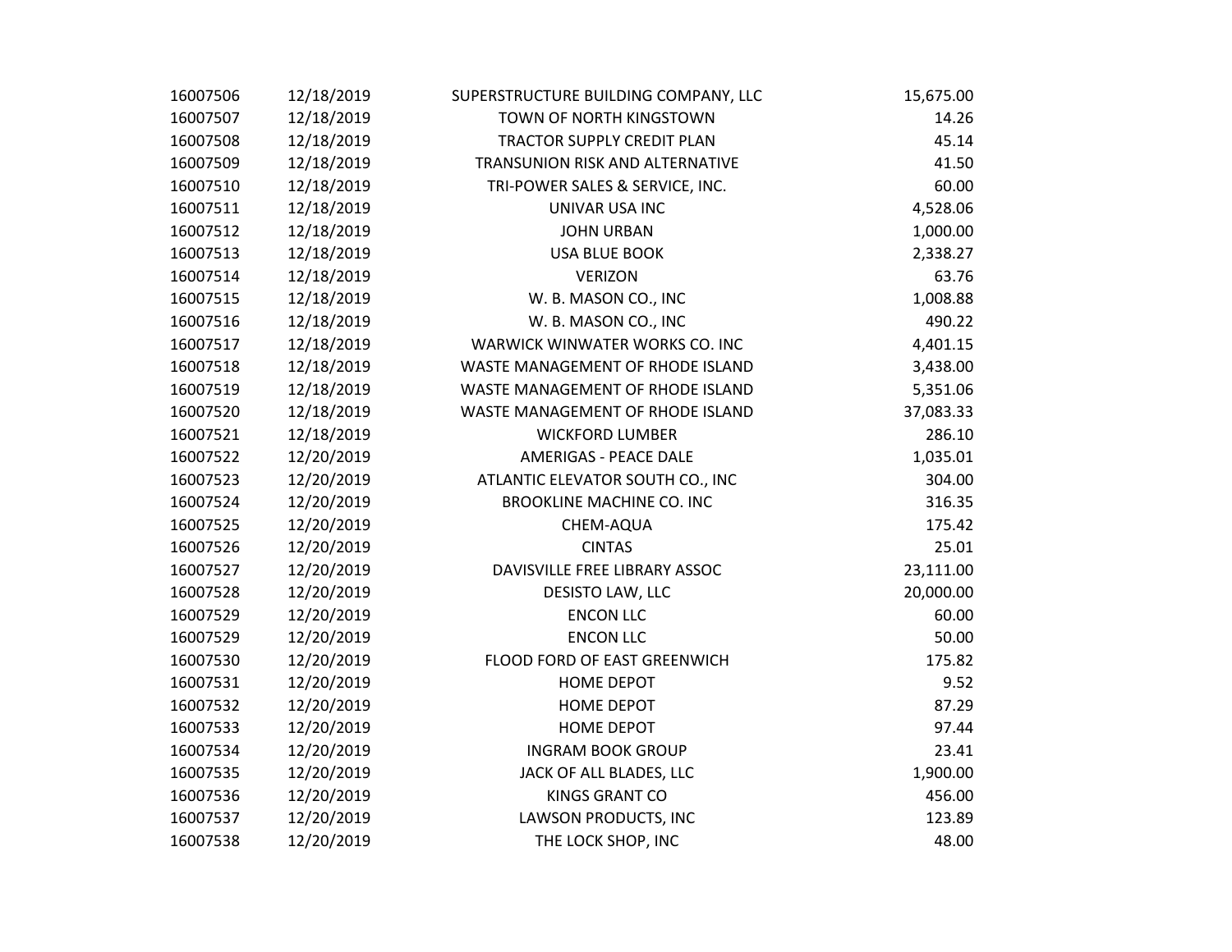| | | | |
|---|---|---|---|
| 16007506 | 12/18/2019 | SUPERSTRUCTURE BUILDING COMPANY, LLC | 15,675.00 |
| 16007507 | 12/18/2019 | TOWN OF NORTH KINGSTOWN | 14.26 |
| 16007508 | 12/18/2019 | TRACTOR SUPPLY CREDIT PLAN | 45.14 |
| 16007509 | 12/18/2019 | TRANSUNION RISK AND ALTERNATIVE | 41.50 |
| 16007510 | 12/18/2019 | TRI-POWER SALES & SERVICE, INC. | 60.00 |
| 16007511 | 12/18/2019 | UNIVAR USA INC | 4,528.06 |
| 16007512 | 12/18/2019 | JOHN URBAN | 1,000.00 |
| 16007513 | 12/18/2019 | USA BLUE BOOK | 2,338.27 |
| 16007514 | 12/18/2019 | VERIZON | 63.76 |
| 16007515 | 12/18/2019 | W. B. MASON CO., INC | 1,008.88 |
| 16007516 | 12/18/2019 | W. B. MASON CO., INC | 490.22 |
| 16007517 | 12/18/2019 | WARWICK WINWATER WORKS CO. INC | 4,401.15 |
| 16007518 | 12/18/2019 | WASTE MANAGEMENT OF RHODE ISLAND | 3,438.00 |
| 16007519 | 12/18/2019 | WASTE MANAGEMENT OF RHODE ISLAND | 5,351.06 |
| 16007520 | 12/18/2019 | WASTE MANAGEMENT OF RHODE ISLAND | 37,083.33 |
| 16007521 | 12/18/2019 | WICKFORD LUMBER | 286.10 |
| 16007522 | 12/20/2019 | AMERIGAS - PEACE DALE | 1,035.01 |
| 16007523 | 12/20/2019 | ATLANTIC ELEVATOR SOUTH CO., INC | 304.00 |
| 16007524 | 12/20/2019 | BROOKLINE MACHINE CO. INC | 316.35 |
| 16007525 | 12/20/2019 | CHEM-AQUA | 175.42 |
| 16007526 | 12/20/2019 | CINTAS | 25.01 |
| 16007527 | 12/20/2019 | DAVISVILLE FREE LIBRARY ASSOC | 23,111.00 |
| 16007528 | 12/20/2019 | DESISTO LAW, LLC | 20,000.00 |
| 16007529 | 12/20/2019 | ENCON LLC | 60.00 |
| 16007529 | 12/20/2019 | ENCON LLC | 50.00 |
| 16007530 | 12/20/2019 | FLOOD FORD OF EAST GREENWICH | 175.82 |
| 16007531 | 12/20/2019 | HOME DEPOT | 9.52 |
| 16007532 | 12/20/2019 | HOME DEPOT | 87.29 |
| 16007533 | 12/20/2019 | HOME DEPOT | 97.44 |
| 16007534 | 12/20/2019 | INGRAM BOOK GROUP | 23.41 |
| 16007535 | 12/20/2019 | JACK OF ALL BLADES, LLC | 1,900.00 |
| 16007536 | 12/20/2019 | KINGS GRANT CO | 456.00 |
| 16007537 | 12/20/2019 | LAWSON PRODUCTS, INC | 123.89 |
| 16007538 | 12/20/2019 | THE LOCK SHOP, INC | 48.00 |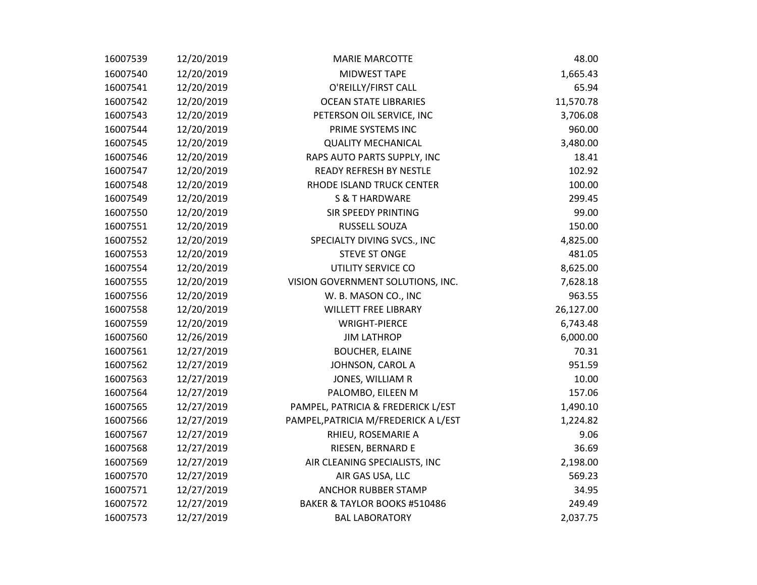| | | | |
|---|---|---|---|
| 16007539 | 12/20/2019 | MARIE MARCOTTE | 48.00 |
| 16007540 | 12/20/2019 | MIDWEST TAPE | 1,665.43 |
| 16007541 | 12/20/2019 | O'REILLY/FIRST CALL | 65.94 |
| 16007542 | 12/20/2019 | OCEAN STATE LIBRARIES | 11,570.78 |
| 16007543 | 12/20/2019 | PETERSON OIL SERVICE, INC | 3,706.08 |
| 16007544 | 12/20/2019 | PRIME SYSTEMS INC | 960.00 |
| 16007545 | 12/20/2019 | QUALITY MECHANICAL | 3,480.00 |
| 16007546 | 12/20/2019 | RAPS AUTO PARTS SUPPLY, INC | 18.41 |
| 16007547 | 12/20/2019 | READY REFRESH BY NESTLE | 102.92 |
| 16007548 | 12/20/2019 | RHODE ISLAND TRUCK CENTER | 100.00 |
| 16007549 | 12/20/2019 | S & T HARDWARE | 299.45 |
| 16007550 | 12/20/2019 | SIR SPEEDY PRINTING | 99.00 |
| 16007551 | 12/20/2019 | RUSSELL SOUZA | 150.00 |
| 16007552 | 12/20/2019 | SPECIALTY DIVING SVCS., INC | 4,825.00 |
| 16007553 | 12/20/2019 | STEVE ST ONGE | 481.05 |
| 16007554 | 12/20/2019 | UTILITY SERVICE CO | 8,625.00 |
| 16007555 | 12/20/2019 | VISION GOVERNMENT SOLUTIONS, INC. | 7,628.18 |
| 16007556 | 12/20/2019 | W. B. MASON CO., INC | 963.55 |
| 16007558 | 12/20/2019 | WILLETT FREE LIBRARY | 26,127.00 |
| 16007559 | 12/20/2019 | WRIGHT-PIERCE | 6,743.48 |
| 16007560 | 12/26/2019 | JIM LATHROP | 6,000.00 |
| 16007561 | 12/27/2019 | BOUCHER, ELAINE | 70.31 |
| 16007562 | 12/27/2019 | JOHNSON, CAROL A | 951.59 |
| 16007563 | 12/27/2019 | JONES, WILLIAM R | 10.00 |
| 16007564 | 12/27/2019 | PALOMBO, EILEEN M | 157.06 |
| 16007565 | 12/27/2019 | PAMPEL, PATRICIA & FREDERICK L/EST | 1,490.10 |
| 16007566 | 12/27/2019 | PAMPEL,PATRICIA M/FREDERICK A L/EST | 1,224.82 |
| 16007567 | 12/27/2019 | RHIEU, ROSEMARIE A | 9.06 |
| 16007568 | 12/27/2019 | RIESEN, BERNARD E | 36.69 |
| 16007569 | 12/27/2019 | AIR CLEANING SPECIALISTS, INC | 2,198.00 |
| 16007570 | 12/27/2019 | AIR GAS USA, LLC | 569.23 |
| 16007571 | 12/27/2019 | ANCHOR RUBBER STAMP | 34.95 |
| 16007572 | 12/27/2019 | BAKER & TAYLOR BOOKS #510486 | 249.49 |
| 16007573 | 12/27/2019 | BAL LABORATORY | 2,037.75 |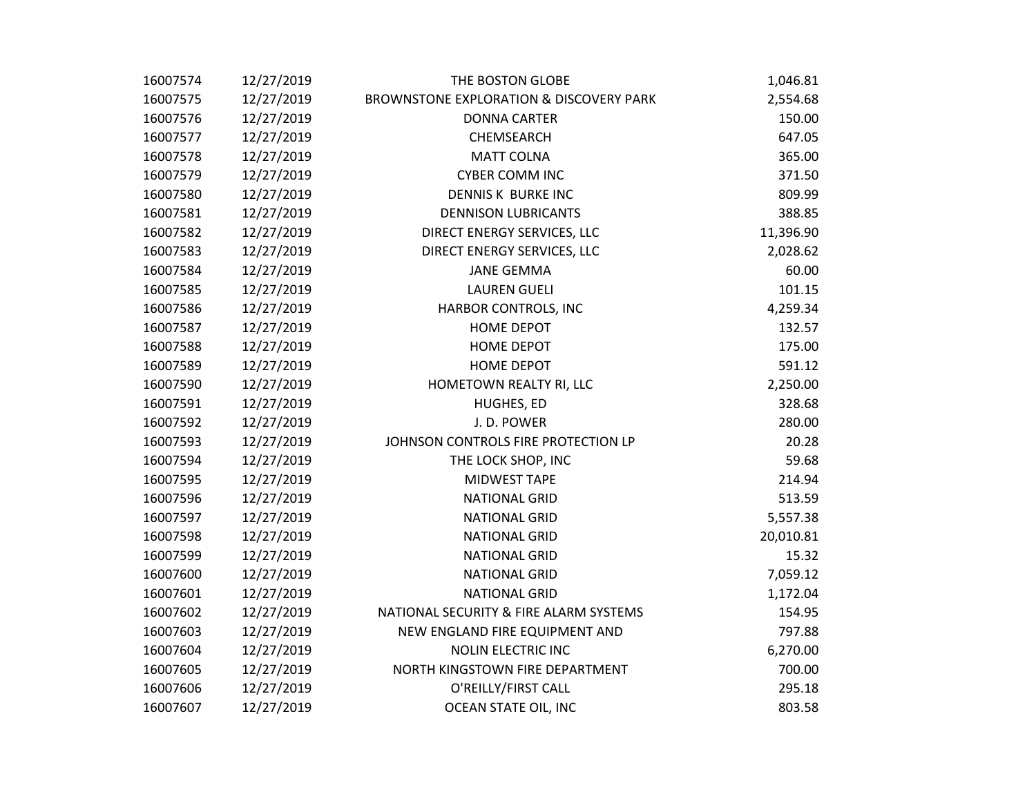| | | | |
|---|---|---|---|
| 16007574 | 12/27/2019 | THE BOSTON GLOBE | 1,046.81 |
| 16007575 | 12/27/2019 | BROWNSTONE EXPLORATION & DISCOVERY PARK | 2,554.68 |
| 16007576 | 12/27/2019 | DONNA CARTER | 150.00 |
| 16007577 | 12/27/2019 | CHEMSEARCH | 647.05 |
| 16007578 | 12/27/2019 | MATT COLNA | 365.00 |
| 16007579 | 12/27/2019 | CYBER COMM INC | 371.50 |
| 16007580 | 12/27/2019 | DENNIS K BURKE INC | 809.99 |
| 16007581 | 12/27/2019 | DENNISON LUBRICANTS | 388.85 |
| 16007582 | 12/27/2019 | DIRECT ENERGY SERVICES, LLC | 11,396.90 |
| 16007583 | 12/27/2019 | DIRECT ENERGY SERVICES, LLC | 2,028.62 |
| 16007584 | 12/27/2019 | JANE GEMMA | 60.00 |
| 16007585 | 12/27/2019 | LAUREN GUELI | 101.15 |
| 16007586 | 12/27/2019 | HARBOR CONTROLS, INC | 4,259.34 |
| 16007587 | 12/27/2019 | HOME DEPOT | 132.57 |
| 16007588 | 12/27/2019 | HOME DEPOT | 175.00 |
| 16007589 | 12/27/2019 | HOME DEPOT | 591.12 |
| 16007590 | 12/27/2019 | HOMETOWN REALTY RI, LLC | 2,250.00 |
| 16007591 | 12/27/2019 | HUGHES, ED | 328.68 |
| 16007592 | 12/27/2019 | J. D. POWER | 280.00 |
| 16007593 | 12/27/2019 | JOHNSON CONTROLS FIRE PROTECTION LP | 20.28 |
| 16007594 | 12/27/2019 | THE LOCK SHOP, INC | 59.68 |
| 16007595 | 12/27/2019 | MIDWEST TAPE | 214.94 |
| 16007596 | 12/27/2019 | NATIONAL GRID | 513.59 |
| 16007597 | 12/27/2019 | NATIONAL GRID | 5,557.38 |
| 16007598 | 12/27/2019 | NATIONAL GRID | 20,010.81 |
| 16007599 | 12/27/2019 | NATIONAL GRID | 15.32 |
| 16007600 | 12/27/2019 | NATIONAL GRID | 7,059.12 |
| 16007601 | 12/27/2019 | NATIONAL GRID | 1,172.04 |
| 16007602 | 12/27/2019 | NATIONAL SECURITY & FIRE ALARM SYSTEMS | 154.95 |
| 16007603 | 12/27/2019 | NEW ENGLAND FIRE EQUIPMENT AND | 797.88 |
| 16007604 | 12/27/2019 | NOLIN ELECTRIC INC | 6,270.00 |
| 16007605 | 12/27/2019 | NORTH KINGSTOWN FIRE DEPARTMENT | 700.00 |
| 16007606 | 12/27/2019 | O'REILLY/FIRST CALL | 295.18 |
| 16007607 | 12/27/2019 | OCEAN STATE OIL, INC | 803.58 |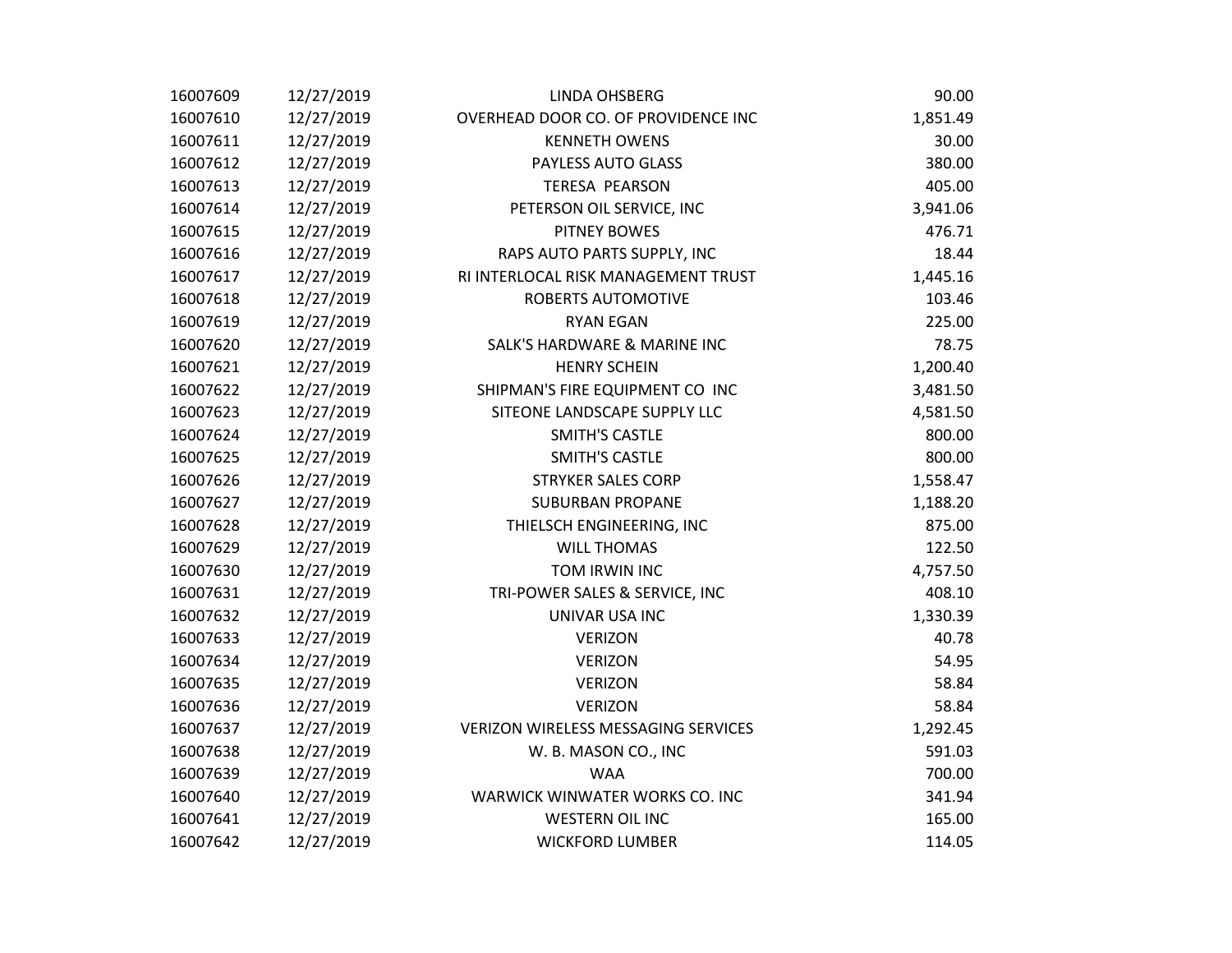| | | | |
|---|---|---|---|
| 16007609 | 12/27/2019 | LINDA OHSBERG | 90.00 |
| 16007610 | 12/27/2019 | OVERHEAD DOOR CO. OF PROVIDENCE INC | 1,851.49 |
| 16007611 | 12/27/2019 | KENNETH OWENS | 30.00 |
| 16007612 | 12/27/2019 | PAYLESS AUTO GLASS | 380.00 |
| 16007613 | 12/27/2019 | TERESA PEARSON | 405.00 |
| 16007614 | 12/27/2019 | PETERSON OIL SERVICE, INC | 3,941.06 |
| 16007615 | 12/27/2019 | PITNEY BOWES | 476.71 |
| 16007616 | 12/27/2019 | RAPS AUTO PARTS SUPPLY, INC | 18.44 |
| 16007617 | 12/27/2019 | RI INTERLOCAL RISK MANAGEMENT TRUST | 1,445.16 |
| 16007618 | 12/27/2019 | ROBERTS AUTOMOTIVE | 103.46 |
| 16007619 | 12/27/2019 | RYAN EGAN | 225.00 |
| 16007620 | 12/27/2019 | SALK'S HARDWARE & MARINE INC | 78.75 |
| 16007621 | 12/27/2019 | HENRY SCHEIN | 1,200.40 |
| 16007622 | 12/27/2019 | SHIPMAN'S FIRE EQUIPMENT CO INC | 3,481.50 |
| 16007623 | 12/27/2019 | SITEONE LANDSCAPE SUPPLY LLC | 4,581.50 |
| 16007624 | 12/27/2019 | SMITH'S CASTLE | 800.00 |
| 16007625 | 12/27/2019 | SMITH'S CASTLE | 800.00 |
| 16007626 | 12/27/2019 | STRYKER SALES CORP | 1,558.47 |
| 16007627 | 12/27/2019 | SUBURBAN PROPANE | 1,188.20 |
| 16007628 | 12/27/2019 | THIELSCH ENGINEERING, INC | 875.00 |
| 16007629 | 12/27/2019 | WILL THOMAS | 122.50 |
| 16007630 | 12/27/2019 | TOM IRWIN INC | 4,757.50 |
| 16007631 | 12/27/2019 | TRI-POWER SALES & SERVICE, INC | 408.10 |
| 16007632 | 12/27/2019 | UNIVAR USA INC | 1,330.39 |
| 16007633 | 12/27/2019 | VERIZON | 40.78 |
| 16007634 | 12/27/2019 | VERIZON | 54.95 |
| 16007635 | 12/27/2019 | VERIZON | 58.84 |
| 16007636 | 12/27/2019 | VERIZON | 58.84 |
| 16007637 | 12/27/2019 | VERIZON WIRELESS MESSAGING SERVICES | 1,292.45 |
| 16007638 | 12/27/2019 | W. B. MASON CO., INC | 591.03 |
| 16007639 | 12/27/2019 | WAA | 700.00 |
| 16007640 | 12/27/2019 | WARWICK WINWATER WORKS CO. INC | 341.94 |
| 16007641 | 12/27/2019 | WESTERN OIL INC | 165.00 |
| 16007642 | 12/27/2019 | WICKFORD LUMBER | 114.05 |